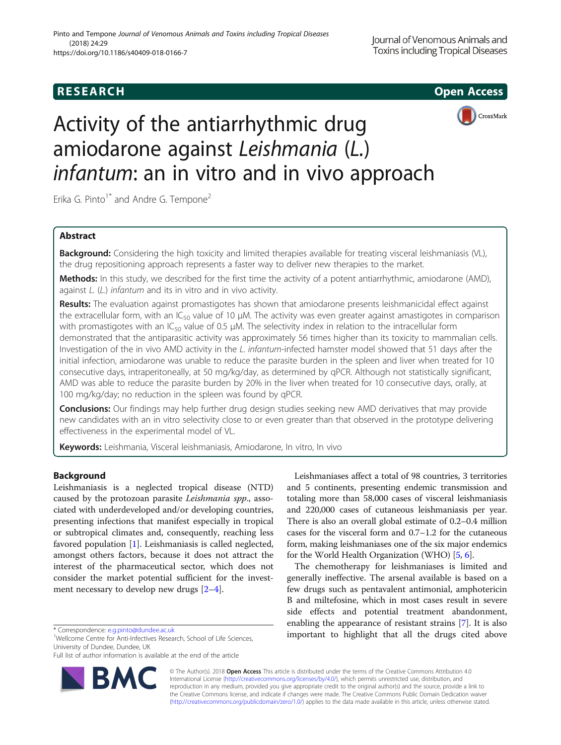RESEARCH

Open Access

# Activity of the antiarrhythmic drug amiodarone against *Leishmania* (*L.*) *infantum*: an in vitro and in vivo approach

Erika G. Pinto[1*] and Andre G. Tempone[2]

## Abstract

**Background:** Considering the high toxicity and limited therapies available for treating visceral leishmaniasis (VL), the drug repositioning approach represents a faster way to deliver new therapies to the market.

**Methods:** In this study, we described for the first time the activity of a potent antiarrhythmic, amiodarone (AMD), against *L.* (*L.*) *infantum* and its in vitro and in vivo activity.

**Results:** The evaluation against promastigotes has shown that amiodarone presents leishmanicidal effect against the extracellular form, with an $IC_{50}$ value of 10 μM. The activity was even greater against amastigotes in comparison with promastigotes with an $IC_{50}$ value of 0.5 μM. The selectivity index in relation to the intracellular form demonstrated that the antiparasitic activity was approximately 56 times higher than its toxicity to mammalian cells. Investigation of the in vivo AMD activity in the *L. infantum*-infected hamster model showed that 51 days after the initial infection, amiodarone was unable to reduce the parasite burden in the spleen and liver when treated for 10 consecutive days, intraperitoneally, at 50 mg/kg/day, as determined by qPCR. Although not statistically significant, AMD was able to reduce the parasite burden by 20% in the liver when treated for 10 consecutive days, orally, at 100 mg/kg/day; no reduction in the spleen was found by qPCR.

**Conclusions:** Our findings may help further drug design studies seeking new AMD derivatives that may provide new candidates with an in vitro selectivity close to or even greater than that observed in the prototype delivering effectiveness in the experimental model of VL.

**Keywords:** Leishmania, Visceral leishmaniasis, Amiodarone, In vitro, In vivo

## Background

Leishmaniasis is a neglected tropical disease (NTD) caused by the protozoan parasite *Leishmania spp*., associated with underdeveloped and/or developing countries, presenting infections that manifest especially in tropical or subtropical climates and, consequently, reaching less favored population [1]. Leishmaniasis is called neglected, amongst others factors, because it does not attract the interest of the pharmaceutical sector, which does not consider the market potential sufficient for the investment necessary to develop new drugs [2–4].

Leishmaniases affect a total of 98 countries, 3 territories and 5 continents, presenting endemic transmission and totaling more than 58,000 cases of visceral leishmaniasis and 220,000 cases of cutaneous leishmaniasis per year. There is also an overall global estimate of 0.2–0.4 million cases for the visceral form and 0.7–1.2 for the cutaneous form, making leishmaniases one of the six major endemics for the World Health Organization (WHO) [5, 6].

The chemotherapy for leishmaniases is limited and generally ineffective. The arsenal available is based on a few drugs such as pentavalent antimonial, amphotericin B and miltefosine, which in most cases result in severe side effects and potential treatment abandonment, enabling the appearance of resistant strains [7]. It is also important to highlight that all the drugs cited above

* Correspondence: e.g.pinto@dundee.ac.uk
[1]Wellcome Centre for Anti-Infectives Research, School of Life Sciences, University of Dundee, Dundee, UK
Full list of author information is available at the end of the article

© The Author(s). 2018 **Open Access** This article is distributed under the terms of the Creative Commons Attribution 4.0 International License (http://creativecommons.org/licenses/by/4.0/), which permits unrestricted use, distribution, and reproduction in any medium, provided you give appropriate credit to the original author(s) and the source, provide a link to the Creative Commons license, and indicate if changes were made. The Creative Commons Public Domain Dedication waiver (http://creativecommons.org/publicdomain/zero/1.0/) applies to the data made available in this article, unless otherwise stated.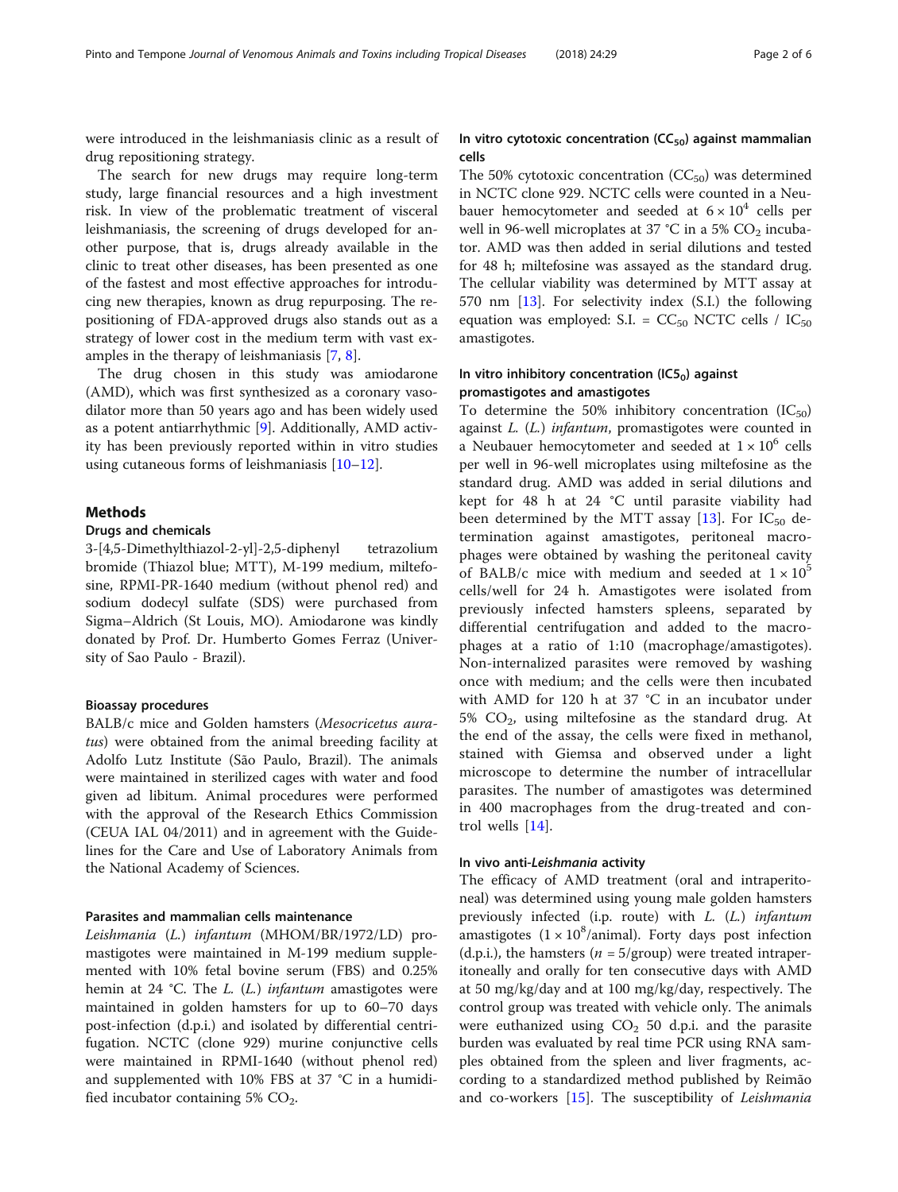were introduced in the leishmaniasis clinic as a result of drug repositioning strategy.

The search for new drugs may require long-term study, large financial resources and a high investment risk. In view of the problematic treatment of visceral leishmaniasis, the screening of drugs developed for another purpose, that is, drugs already available in the clinic to treat other diseases, has been presented as one of the fastest and most effective approaches for introducing new therapies, known as drug repurposing. The repositioning of FDA-approved drugs also stands out as a strategy of lower cost in the medium term with vast examples in the therapy of leishmaniasis [7, 8].

The drug chosen in this study was amiodarone (AMD), which was first synthesized as a coronary vasodilator more than 50 years ago and has been widely used as a potent antiarrhythmic [9]. Additionally, AMD activity has been previously reported within in vitro studies using cutaneous forms of leishmaniasis [10–12].

## Methods

### Drugs and chemicals

3-[4,5-Dimethylthiazol-2-yl]-2,5-diphenyl tetrazolium bromide (Thiazol blue; MTT), M-199 medium, miltefosine, RPMI-PR-1640 medium (without phenol red) and sodium dodecyl sulfate (SDS) were purchased from Sigma–Aldrich (St Louis, MO). Amiodarone was kindly donated by Prof. Dr. Humberto Gomes Ferraz (University of Sao Paulo - Brazil).

### Bioassay procedures

BALB/c mice and Golden hamsters (*Mesocricetus auratus*) were obtained from the animal breeding facility at Adolfo Lutz Institute (São Paulo, Brazil). The animals were maintained in sterilized cages with water and food given ad libitum. Animal procedures were performed with the approval of the Research Ethics Commission (CEUA IAL 04/2011) and in agreement with the Guidelines for the Care and Use of Laboratory Animals from the National Academy of Sciences.

### Parasites and mammalian cells maintenance

*Leishmania* (*L.*) *infantum* (MHOM/BR/1972/LD) promastigotes were maintained in M-199 medium supplemented with 10% fetal bovine serum (FBS) and 0.25% hemin at 24 °C. The *L.* (*L.*) *infantum* amastigotes were maintained in golden hamsters for up to 60–70 days post-infection (d.p.i.) and isolated by differential centrifugation. NCTC (clone 929) murine conjunctive cells were maintained in RPMI-1640 (without phenol red) and supplemented with 10% FBS at 37 °C in a humidified incubator containing 5% $CO_2$.

### In vitro cytotoxic concentration ($CC_{50}$) against mammalian cells

The 50% cytotoxic concentration ($CC_{50}$) was determined in NCTC clone 929. NCTC cells were counted in a Neubauer hemocytometer and seeded at $6 \times 10^4$ cells per well in 96-well microplates at 37 °C in a 5% $CO_2$ incubator. AMD was then added in serial dilutions and tested for 48 h; miltefosine was assayed as the standard drug. The cellular viability was determined by MTT assay at 570 nm [13]. For selectivity index (S.I.) the following equation was employed: S.I. = $CC_{50}$ NCTC cells / $IC_{50}$ amastigotes.

### In vitro inhibitory concentration ($IC5_0$) against promastigotes and amastigotes

To determine the 50% inhibitory concentration ($IC_{50}$) against *L.* (*L.*) *infantum*, promastigotes were counted in a Neubauer hemocytometer and seeded at $1 \times 10^6$ cells per well in 96-well microplates using miltefosine as the standard drug. AMD was added in serial dilutions and kept for 48 h at 24 °C until parasite viability had been determined by the MTT assay [13]. For $IC_{50}$ determination against amastigotes, peritoneal macrophages were obtained by washing the peritoneal cavity of BALB/c mice with medium and seeded at $1 \times 10^5$ cells/well for 24 h. Amastigotes were isolated from previously infected hamsters spleens, separated by differential centrifugation and added to the macrophages at a ratio of 1:10 (macrophage/amastigotes). Non-internalized parasites were removed by washing once with medium; and the cells were then incubated with AMD for 120 h at 37 °C in an incubator under 5% $CO_2$, using miltefosine as the standard drug. At the end of the assay, the cells were fixed in methanol, stained with Giemsa and observed under a light microscope to determine the number of intracellular parasites. The number of amastigotes was determined in 400 macrophages from the drug-treated and control wells [14].

### In vivo anti-*Leishmania* activity

The efficacy of AMD treatment (oral and intraperitoneal) was determined using young male golden hamsters previously infected (i.p. route) with *L.* (*L.*) *infantum* amastigotes ($1 \times 10^8$/animal). Forty days post infection (d.p.i.), the hamsters ($n$ = 5/group) were treated intraperitoneally and orally for ten consecutive days with AMD at 50 mg/kg/day and at 100 mg/kg/day, respectively. The control group was treated with vehicle only. The animals were euthanized using $CO_2$ 50 d.p.i. and the parasite burden was evaluated by real time PCR using RNA samples obtained from the spleen and liver fragments, according to a standardized method published by Reimão and co-workers [15]. The susceptibility of *Leishmania*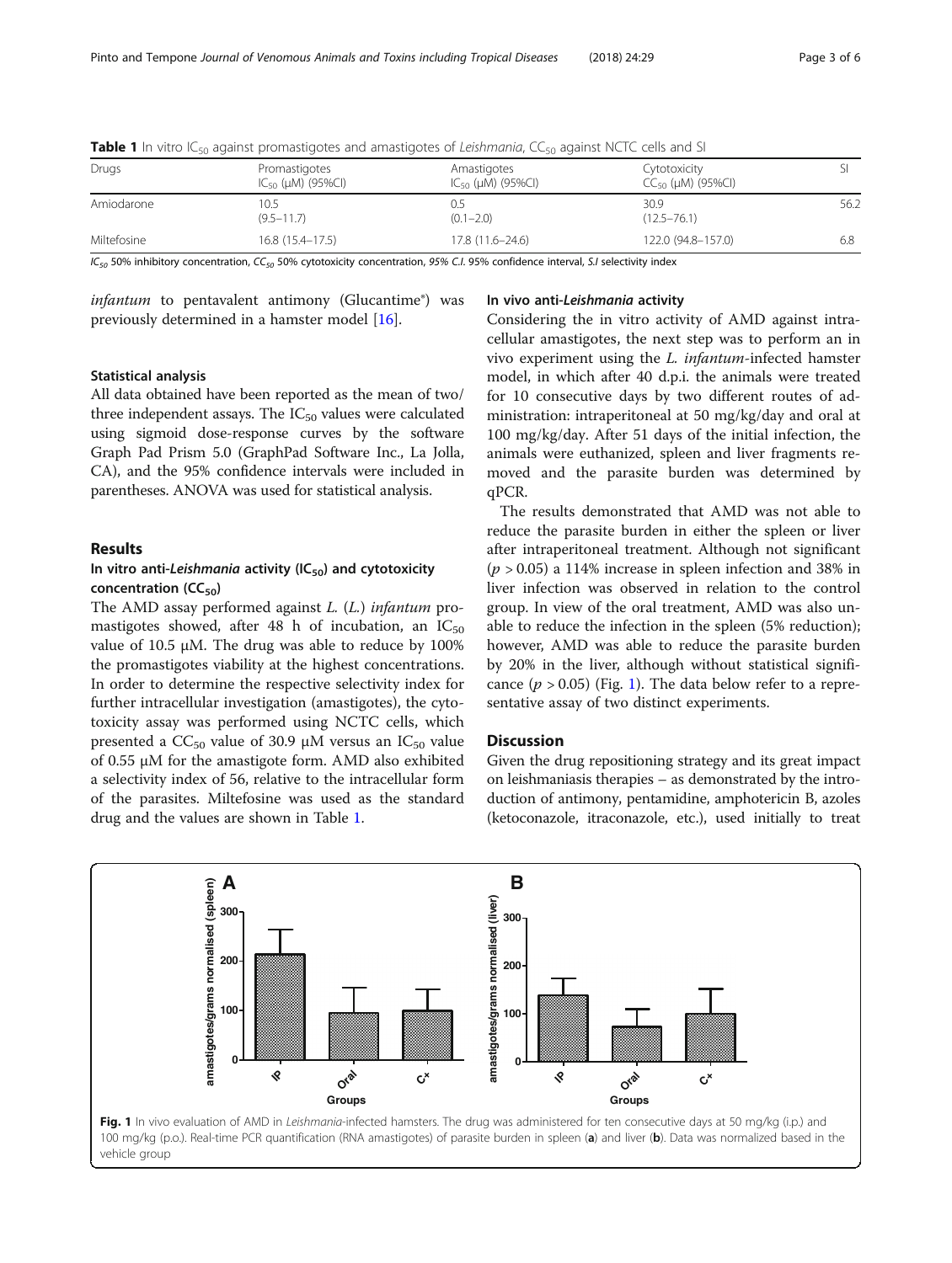**Table 1** In vitro $IC_{50}$ against promastigotes and amastigotes of *Leishmania*, $CC_{50}$ against NCTC cells and SI

| Drugs | Promastigotes $IC_{50}$ (μM) (95%CI) | Amastigotes $IC_{50}$ (μM) (95%CI) | Cytotoxicity $CC_{50}$ (μM) (95%CI) | SI |
|---|---|---|---|---|
| Amiodarone | 10.5 (9.5–11.7) | 0.5 (0.1–2.0) | 30.9 (12.5–76.1) | 56.2 |
| Miltefosine | 16.8 (15.4–17.5) | 17.8 (11.6–24.6) | 122.0 (94.8–157.0) | 6.8 |

*$IC_{50}$* 50% inhibitory concentration, *$CC_{50}$* 50% cytotoxicity concentration, *95% C.I.* 95% confidence interval, *S.I* selectivity index

*infantum* to pentavalent antimony (Glucantime®) was previously determined in a hamster model [16].

### Statistical analysis

All data obtained have been reported as the mean of two/three independent assays. The $IC_{50}$ values were calculated using sigmoid dose-response curves by the software Graph Pad Prism 5.0 (GraphPad Software Inc., La Jolla, CA), and the 95% confidence intervals were included in parentheses. ANOVA was used for statistical analysis.

## Results

### In vitro anti-*Leishmania* activity ($IC_{50}$) and cytotoxicity concentration ($CC_{50}$)

The AMD assay performed against *L.* (*L.*) *infantum* promastigotes showed, after 48 h of incubation, an $IC_{50}$ value of 10.5 μM. The drug was able to reduce by 100% the promastigotes viability at the highest concentrations. In order to determine the respective selectivity index for further intracellular investigation (amastigotes), the cytotoxicity assay was performed using NCTC cells, which presented a $CC_{50}$ value of 30.9 μM versus an $IC_{50}$ value of 0.55 μM for the amastigote form. AMD also exhibited a selectivity index of 56, relative to the intracellular form of the parasites. Miltefosine was used as the standard drug and the values are shown in Table 1.

### In vivo anti-*Leishmania* activity

Considering the in vitro activity of AMD against intracellular amastigotes, the next step was to perform an in vivo experiment using the *L. infantum*-infected hamster model, in which after 40 d.p.i. the animals were treated for 10 consecutive days by two different routes of administration: intraperitoneal at 50 mg/kg/day and oral at 100 mg/kg/day. After 51 days of the initial infection, the animals were euthanized, spleen and liver fragments removed and the parasite burden was determined by qPCR.

The results demonstrated that AMD was not able to reduce the parasite burden in either the spleen or liver after intraperitoneal treatment. Although not significant ($p > 0.05$) a 114% increase in spleen infection and 38% in liver infection was observed in relation to the control group. In view of the oral treatment, AMD was also unable to reduce the infection in the spleen (5% reduction); however, AMD was able to reduce the parasite burden by 20% in the liver, although without statistical significance ($p > 0.05$) (Fig. 1). The data below refer to a representative assay of two distinct experiments.

## Discussion

Given the drug repositioning strategy and its great impact on leishmaniasis therapies – as demonstrated by the introduction of antimony, pentamidine, amphotericin B, azoles (ketoconazole, itraconazole, etc.), used initially to treat

**Fig. 1** In vivo evaluation of AMD in *Leishmania*-infected hamsters. The drug was administered for ten consecutive days at 50 mg/kg (i.p.) and 100 mg/kg (p.o.). Real-time PCR quantification (RNA amastigotes) of parasite burden in spleen (**a**) and liver (**b**). Data was normalized based in the vehicle group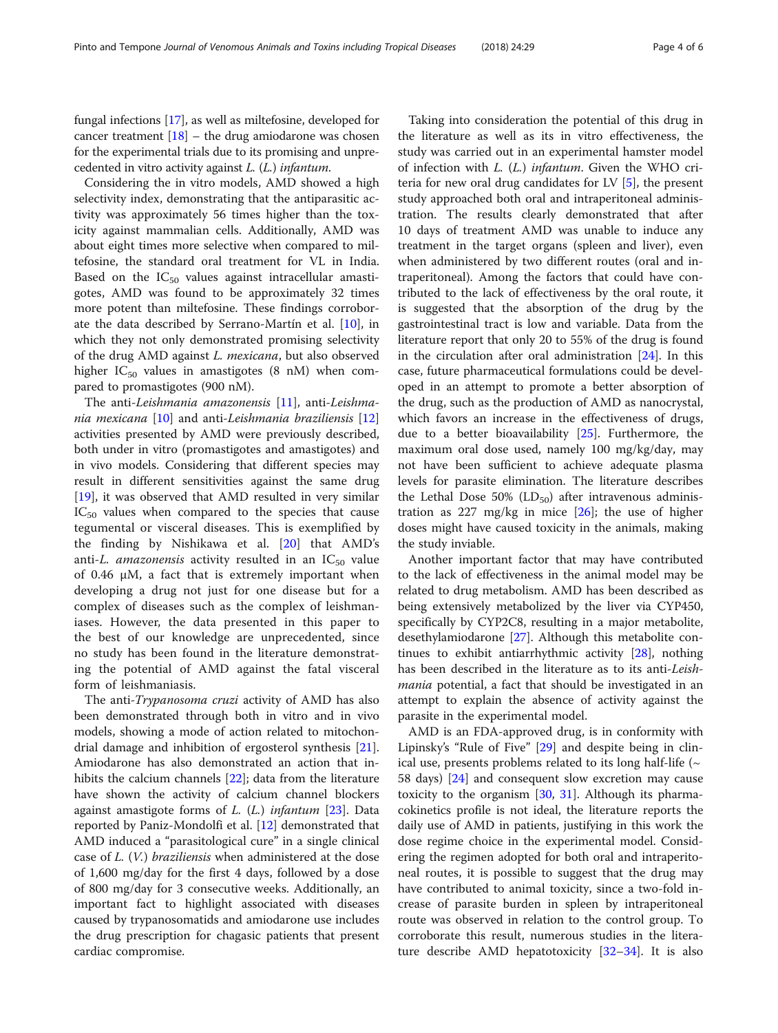fungal infections [17], as well as miltefosine, developed for cancer treatment [18] – the drug amiodarone was chosen for the experimental trials due to its promising and unprecedented in vitro activity against *L.* (*L.*) *infantum*.

Considering the in vitro models, AMD showed a high selectivity index, demonstrating that the antiparasitic activity was approximately 56 times higher than the toxicity against mammalian cells. Additionally, AMD was about eight times more selective when compared to miltefosine, the standard oral treatment for VL in India. Based on the $IC_{50}$ values against intracellular amastigotes, AMD was found to be approximately 32 times more potent than miltefosine. These findings corroborate the data described by Serrano-Martín et al. [10], in which they not only demonstrated promising selectivity of the drug AMD against *L. mexicana*, but also observed higher $IC_{50}$ values in amastigotes (8 nM) when compared to promastigotes (900 nM).

The anti-*Leishmania amazonensis* [11], anti-*Leishmania mexicana* [10] and anti-*Leishmania braziliensis* [12] activities presented by AMD were previously described, both under in vitro (promastigotes and amastigotes) and in vivo models. Considering that different species may result in different sensitivities against the same drug [19], it was observed that AMD resulted in very similar $IC_{50}$ values when compared to the species that cause tegumental or visceral diseases. This is exemplified by the finding by Nishikawa et al. [20] that AMD's anti-*L. amazonensis* activity resulted in an $IC_{50}$ value of 0.46 μM, a fact that is extremely important when developing a drug not just for one disease but for a complex of diseases such as the complex of leishmaniases. However, the data presented in this paper to the best of our knowledge are unprecedented, since no study has been found in the literature demonstrating the potential of AMD against the fatal visceral form of leishmaniasis.

The anti-*Trypanosoma cruzi* activity of AMD has also been demonstrated through both in vitro and in vivo models, showing a mode of action related to mitochondrial damage and inhibition of ergosterol synthesis [21]. Amiodarone has also demonstrated an action that inhibits the calcium channels [22]; data from the literature have shown the activity of calcium channel blockers against amastigote forms of *L.* (*L.*) *infantum* [23]. Data reported by Paniz-Mondolfi et al. [12] demonstrated that AMD induced a "parasitological cure" in a single clinical case of *L.* (*V.*) *braziliensis* when administered at the dose of 1,600 mg/day for the first 4 days, followed by a dose of 800 mg/day for 3 consecutive weeks. Additionally, an important fact to highlight associated with diseases caused by trypanosomatids and amiodarone use includes the drug prescription for chagasic patients that present cardiac compromise.

Taking into consideration the potential of this drug in the literature as well as its in vitro effectiveness, the study was carried out in an experimental hamster model of infection with *L.* (*L.*) *infantum*. Given the WHO criteria for new oral drug candidates for LV [5], the present study approached both oral and intraperitoneal administration. The results clearly demonstrated that after 10 days of treatment AMD was unable to induce any treatment in the target organs (spleen and liver), even when administered by two different routes (oral and intraperitoneal). Among the factors that could have contributed to the lack of effectiveness by the oral route, it is suggested that the absorption of the drug by the gastrointestinal tract is low and variable. Data from the literature report that only 20 to 55% of the drug is found in the circulation after oral administration [24]. In this case, future pharmaceutical formulations could be developed in an attempt to promote a better absorption of the drug, such as the production of AMD as nanocrystal, which favors an increase in the effectiveness of drugs, due to a better bioavailability [25]. Furthermore, the maximum oral dose used, namely 100 mg/kg/day, may not have been sufficient to achieve adequate plasma levels for parasite elimination. The literature describes the Lethal Dose 50% ($LD_{50}$) after intravenous administration as 227 mg/kg in mice [26]; the use of higher doses might have caused toxicity in the animals, making the study inviable.

Another important factor that may have contributed to the lack of effectiveness in the animal model may be related to drug metabolism. AMD has been described as being extensively metabolized by the liver via CYP450, specifically by CYP2C8, resulting in a major metabolite, desethylamiodarone [27]. Although this metabolite continues to exhibit antiarrhythmic activity [28], nothing has been described in the literature as to its anti-*Leishmania* potential, a fact that should be investigated in an attempt to explain the absence of activity against the parasite in the experimental model.

AMD is an FDA-approved drug, is in conformity with Lipinsky's "Rule of Five" [29] and despite being in clinical use, presents problems related to its long half-life (~ 58 days) [24] and consequent slow excretion may cause toxicity to the organism [30, 31]. Although its pharmacokinetics profile is not ideal, the literature reports the daily use of AMD in patients, justifying in this work the dose regime choice in the experimental model. Considering the regimen adopted for both oral and intraperitoneal routes, it is possible to suggest that the drug may have contributed to animal toxicity, since a two-fold increase of parasite burden in spleen by intraperitoneal route was observed in relation to the control group. To corroborate this result, numerous studies in the literature describe AMD hepatotoxicity [32–34]. It is also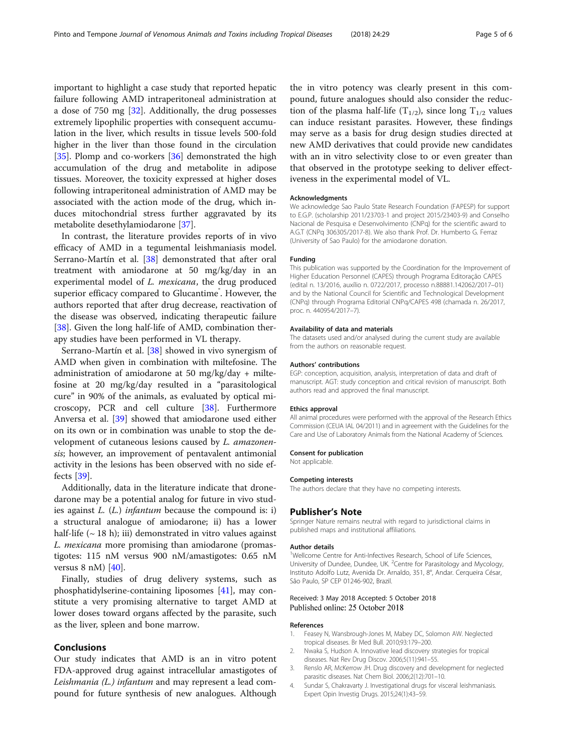important to highlight a case study that reported hepatic failure following AMD intraperitoneal administration at a dose of 750 mg [32]. Additionally, the drug possesses extremely lipophilic properties with consequent accumulation in the liver, which results in tissue levels 500-fold higher in the liver than those found in the circulation [35]. Plomp and co-workers [36] demonstrated the high accumulation of the drug and metabolite in adipose tissues. Moreover, the toxicity expressed at higher doses following intraperitoneal administration of AMD may be associated with the action mode of the drug, which induces mitochondrial stress further aggravated by its metabolite desethylamiodarone [37].

In contrast, the literature provides reports of in vivo efficacy of AMD in a tegumental leishmaniasis model. Serrano-Martín et al. [38] demonstrated that after oral treatment with amiodarone at 50 mg/kg/day in an experimental model of *L. mexicana*, the drug produced superior efficacy compared to Glucantime®. However, the authors reported that after drug decrease, reactivation of the disease was observed, indicating therapeutic failure [38]. Given the long half-life of AMD, combination therapy studies have been performed in VL therapy.

Serrano-Martín et al. [38] showed in vivo synergism of AMD when given in combination with miltefosine. The administration of amiodarone at 50 mg/kg/day + miltefosine at 20 mg/kg/day resulted in a "parasitological cure" in 90% of the animals, as evaluated by optical microscopy, PCR and cell culture [38]. Furthermore Anversa et al. [39] showed that amiodarone used either on its own or in combination was unable to stop the development of cutaneous lesions caused by *L. amazonensis*; however, an improvement of pentavalent antimonial activity in the lesions has been observed with no side effects [39].

Additionally, data in the literature indicate that dronedarone may be a potential analog for future in vivo studies against *L.* (*L.*) *infantum* because the compound is: i) a structural analogue of amiodarone; ii) has a lower half-life (~ 18 h); iii) demonstrated in vitro values against *L. mexicana* more promising than amiodarone (promastigotes: 115 nM versus 900 nM/amastigotes: 0.65 nM versus 8 nM) [40].

Finally, studies of drug delivery systems, such as phosphatidylserine-containing liposomes [41], may constitute a very promising alternative to target AMD at lower doses toward organs affected by the parasite, such as the liver, spleen and bone marrow.

## Conclusions

Our study indicates that AMD is an in vitro potent FDA-approved drug against intracellular amastigotes of *Leishmania (L.) infantum* and may represent a lead compound for future synthesis of new analogues. Although the in vitro potency was clearly present in this compound, future analogues should also consider the reduction of the plasma half-life ($T_{1/2}$), since long $T_{1/2}$ values can induce resistant parasites. However, these findings may serve as a basis for drug design studies directed at new AMD derivatives that could provide new candidates with an in vitro selectivity close to or even greater than that observed in the prototype seeking to deliver effectiveness in the experimental model of VL.

#### Acknowledgments

We acknowledge Sao Paulo State Research Foundation (FAPESP) for support to E.G.P. (scholarship 2011/23703-1 and project 2015/23403-9) and Conselho Nacional de Pesquisa e Desenvolvimento (CNPq) for the scientific award to A.G.T (CNPq 306305/2017-8). We also thank Prof. Dr. Humberto G. Ferraz (University of Sao Paulo) for the amiodarone donation.

#### Funding

This publication was supported by the Coordination for the Improvement of Higher Education Personnel (CAPES) through Programa Editoração CAPES (edital n. 13/2016, auxílio n. 0722/2017, processo n.88881.142062/2017–01) and by the National Council for Scientific and Technological Development (CNPq) through Programa Editorial CNPq/CAPES 498 (chamada n. 26/2017, proc. n. 440954/2017–7).

#### Availability of data and materials

The datasets used and/or analysed during the current study are available from the authors on reasonable request.

#### Authors' contributions

EGP: conception, acquisition, analysis, interpretation of data and draft of manuscript. AGT: study conception and critical revision of manuscript. Both authors read and approved the final manuscript.

#### Ethics approval

All animal procedures were performed with the approval of the Research Ethics Commission (CEUA IAL 04/2011) and in agreement with the Guidelines for the Care and Use of Laboratory Animals from the National Academy of Sciences.

#### Consent for publication

Not applicable.

#### Competing interests

The authors declare that they have no competing interests.

## Publisher's Note

Springer Nature remains neutral with regard to jurisdictional claims in published maps and institutional affiliations.

#### Author details

[1]Wellcome Centre for Anti-Infectives Research, School of Life Sciences, University of Dundee, Dundee, UK. [2]Centre for Parasitology and Mycology, Instituto Adolfo Lutz, Avenida Dr. Arnaldo, 351, 8°, Andar. Cerqueira César, São Paulo, SP CEP 01246-902, Brazil.

Received: 3 May 2018 Accepted: 5 October 2018
Published online: 25 October 2018

#### References

1. Feasey N, Wansbrough-Jones M, Mabey DC, Solomon AW. Neglected tropical diseases. Br Med Bull. 2010;93:179–200.
2. Nwaka S, Hudson A. Innovative lead discovery strategies for tropical diseases. Nat Rev Drug Discov. 2006;5(11):941–55.
3. Renslo AR, McKerrow JH. Drug discovery and development for neglected parasitic diseases. Nat Chem Biol. 2006;2(12):701–10.
4. Sundar S, Chakravarty J. Investigational drugs for visceral leishmaniasis. Expert Opin Investig Drugs. 2015;24(1):43–59.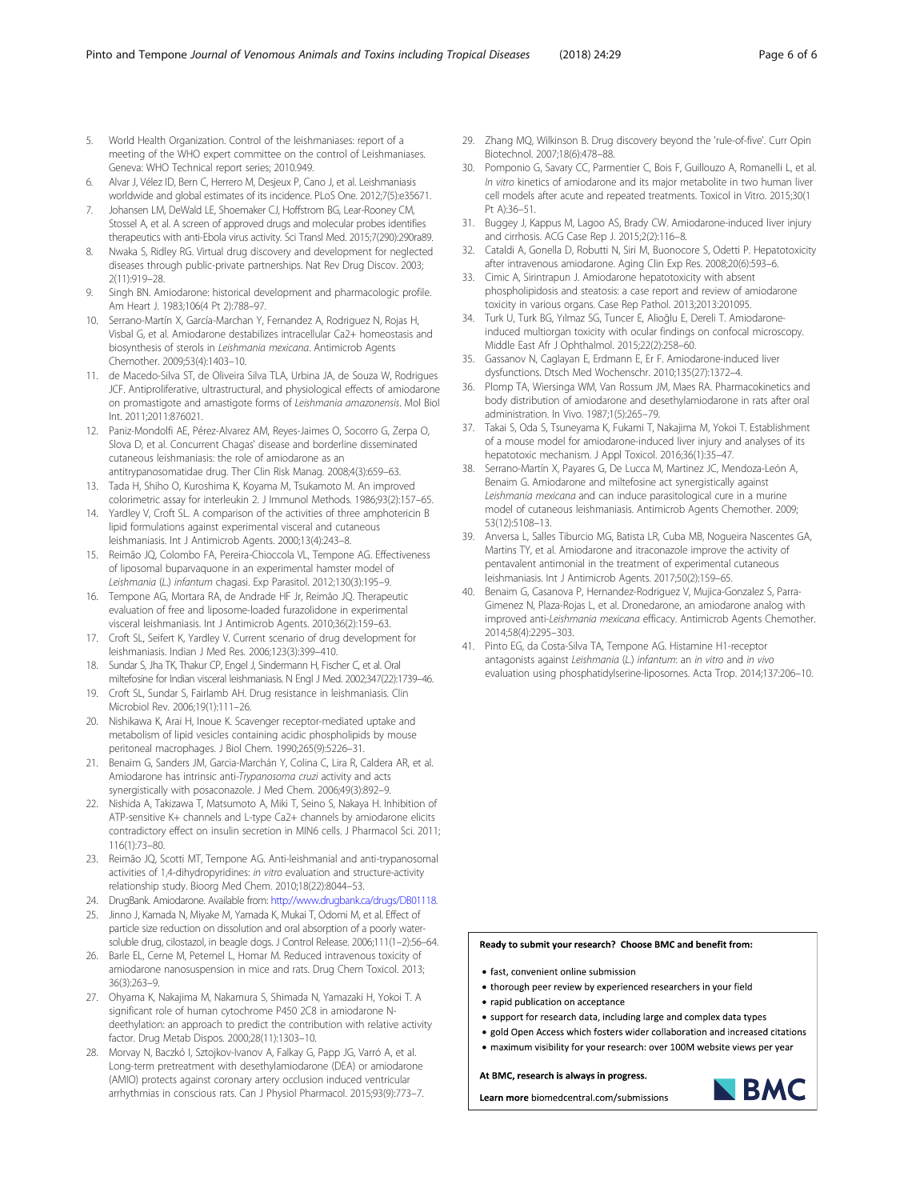5. World Health Organization. Control of the leishmaniases: report of a meeting of the WHO expert committee on the control of Leishmaniases. Geneva: WHO Technical report series; 2010.949.
6. Alvar J, Vélez ID, Bern C, Herrero M, Desjeux P, Cano J, et al. Leishmaniasis worldwide and global estimates of its incidence. PLoS One. 2012;7(5):e35671.
7. Johansen LM, DeWald LE, Shoemaker CJ, Hoffstrom BG, Lear-Rooney CM, Stossel A, et al. A screen of approved drugs and molecular probes identifies therapeutics with anti-Ebola virus activity. Sci Transl Med. 2015;7(290):290ra89.
8. Nwaka S, Ridley RG. Virtual drug discovery and development for neglected diseases through public-private partnerships. Nat Rev Drug Discov. 2003; 2(11):919–28.
9. Singh BN. Amiodarone: historical development and pharmacologic profile. Am Heart J. 1983;106(4 Pt 2):788–97.
10. Serrano-Martín X, García-Marchan Y, Fernandez A, Rodriguez N, Rojas H, Visbal G, et al. Amiodarone destabilizes intracellular Ca2+ homeostasis and biosynthesis of sterols in *Leishmania mexicana*. Antimicrob Agents Chemother. 2009;53(4):1403–10.
11. de Macedo-Silva ST, de Oliveira Silva TLA, Urbina JA, de Souza W, Rodrigues JCF. Antiproliferative, ultrastructural, and physiological effects of amiodarone on promastigote and amastigote forms of *Leishmania amazonensis*. Mol Biol Int. 2011;2011:876021.
12. Paniz-Mondolfi AE, Pérez-Alvarez AM, Reyes-Jaimes O, Socorro G, Zerpa O, Slova D, et al. Concurrent Chagas' disease and borderline disseminated cutaneous leishmaniasis: the role of amiodarone as an antitrypanosomatidae drug. Ther Clin Risk Manag. 2008;4(3):659–63.
13. Tada H, Shiho O, Kuroshima K, Koyama M, Tsukamoto M. An improved colorimetric assay for interleukin 2. J Immunol Methods. 1986;93(2):157–65.
14. Yardley V, Croft SL. A comparison of the activities of three amphotericin B lipid formulations against experimental visceral and cutaneous leishmaniasis. Int J Antimicrob Agents. 2000;13(4):243–8.
15. Reimão JQ, Colombo FA, Pereira-Chioccola VL, Tempone AG. Effectiveness of liposomal buparvaquone in an experimental hamster model of *Leishmania* (*L.*) *infantum* chagasi. Exp Parasitol. 2012;130(3):195–9.
16. Tempone AG, Mortara RA, de Andrade HF Jr, Reimão JQ. Therapeutic evaluation of free and liposome-loaded furazolidone in experimental visceral leishmaniasis. Int J Antimicrob Agents. 2010;36(2):159–63.
17. Croft SL, Seifert K, Yardley V. Current scenario of drug development for leishmaniasis. Indian J Med Res. 2006;123(3):399–410.
18. Sundar S, Jha TK, Thakur CP, Engel J, Sindermann H, Fischer C, et al. Oral miltefosine for Indian visceral leishmaniasis. N Engl J Med. 2002;347(22):1739–46.
19. Croft SL, Sundar S, Fairlamb AH. Drug resistance in leishmaniasis. Clin Microbiol Rev. 2006;19(1):111–26.
20. Nishikawa K, Arai H, Inoue K. Scavenger receptor-mediated uptake and metabolism of lipid vesicles containing acidic phospholipids by mouse peritoneal macrophages. J Biol Chem. 1990;265(9):5226–31.
21. Benaim G, Sanders JM, Garcia-Marchán Y, Colina C, Lira R, Caldera AR, et al. Amiodarone has intrinsic anti-*Trypanosoma cruzi* activity and acts synergistically with posaconazole. J Med Chem. 2006;49(3):892–9.
22. Nishida A, Takizawa T, Matsumoto A, Miki T, Seino S, Nakaya H. Inhibition of ATP-sensitive K+ channels and L-type Ca2+ channels by amiodarone elicits contradictory effect on insulin secretion in MIN6 cells. J Pharmacol Sci. 2011; 116(1):73–80.
23. Reimão JQ, Scotti MT, Tempone AG. Anti-leishmanial and anti-trypanosomal activities of 1,4-dihydropyridines: *in vitro* evaluation and structure-activity relationship study. Bioorg Med Chem. 2010;18(22):8044–53.
24. DrugBank. Amiodarone. Available from: http://www.drugbank.ca/drugs/DB01118.
25. Jinno J, Kamada N, Miyake M, Yamada K, Mukai T, Odomi M, et al. Effect of particle size reduction on dissolution and oral absorption of a poorly water-soluble drug, cilostazol, in beagle dogs. J Control Release. 2006;111(1–2):56–64.
26. Barle EL, Cerne M, Peternel L, Homar M. Reduced intravenous toxicity of amiodarone nanosuspension in mice and rats. Drug Chem Toxicol. 2013; 36(3):263–9.
27. Ohyama K, Nakajima M, Nakamura S, Shimada N, Yamazaki H, Yokoi T. A significant role of human cytochrome P450 2C8 in amiodarone N-deethylation: an approach to predict the contribution with relative activity factor. Drug Metab Dispos. 2000;28(11):1303–10.
28. Morvay N, Baczkó I, Sztojkov-Ivanov A, Falkay G, Papp JG, Varró A, et al. Long-term pretreatment with desethylamiodarone (DEA) or amiodarone (AMIO) protects against coronary artery occlusion induced ventricular arrhythmias in conscious rats. Can J Physiol Pharmacol. 2015;93(9):773–7.
29. Zhang MQ, Wilkinson B. Drug discovery beyond the 'rule-of-five'. Curr Opin Biotechnol. 2007;18(6):478–88.
30. Pomponio G, Savary CC, Parmentier C, Bois F, Guillouzo A, Romanelli L, et al. *In vitro* kinetics of amiodarone and its major metabolite in two human liver cell models after acute and repeated treatments. Toxicol in Vitro. 2015;30(1 Pt A):36–51.
31. Buggey J, Kappus M, Lagoo AS, Brady CW. Amiodarone-induced liver injury and cirrhosis. ACG Case Rep J. 2015;2(2):116–8.
32. Cataldi A, Gonella D, Robutti N, Siri M, Buonocore S, Odetti P. Hepatotoxicity after intravenous amiodarone. Aging Clin Exp Res. 2008;20(6):593–6.
33. Cimic A, Sirintrapun J. Amiodarone hepatotoxicity with absent phospholipidosis and steatosis: a case report and review of amiodarone toxicity in various organs. Case Rep Pathol. 2013;2013:201095.
34. Turk U, Turk BG, Yılmaz SG, Tuncer E, Alioğlu E, Dereli T. Amiodarone-induced multiorgan toxicity with ocular findings on confocal microscopy. Middle East Afr J Ophthalmol. 2015;22(2):258–60.
35. Gassanov N, Caglayan E, Erdmann E, Er F. Amiodarone-induced liver dysfunctions. Dtsch Med Wochenschr. 2010;135(27):1372–4.
36. Plomp TA, Wiersinga WM, Van Rossum JM, Maes RA. Pharmacokinetics and body distribution of amiodarone and desethylamiodarone in rats after oral administration. In Vivo. 1987;1(5):265–79.
37. Takai S, Oda S, Tsuneyama K, Fukami T, Nakajima M, Yokoi T. Establishment of a mouse model for amiodarone-induced liver injury and analyses of its hepatotoxic mechanism. J Appl Toxicol. 2016;36(1):35–47.
38. Serrano-Martín X, Payares G, De Lucca M, Martinez JC, Mendoza-León A, Benaim G. Amiodarone and miltefosine act synergistically against *Leishmania mexicana* and can induce parasitological cure in a murine model of cutaneous leishmaniasis. Antimicrob Agents Chemother. 2009; 53(12):5108–13.
39. Anversa L, Salles Tiburcio MG, Batista LR, Cuba MB, Nogueira Nascentes GA, Martins TY, et al. Amiodarone and itraconazole improve the activity of pentavalent antimonial in the treatment of experimental cutaneous leishmaniasis. Int J Antimicrob Agents. 2017;50(2):159–65.
40. Benaim G, Casanova P, Hernandez-Rodriguez V, Mujica-Gonzalez S, Parra-Gimenez N, Plaza-Rojas L, et al. Dronedarone, an amiodarone analog with improved anti-*Leishmania mexicana* efficacy. Antimicrob Agents Chemother. 2014;58(4):2295–303.
41. Pinto EG, da Costa-Silva TA, Tempone AG. Histamine H1-receptor antagonists against *Leishmania* (*L.*) *infantum*: an *in vitro* and *in vivo* evaluation using phosphatidylserine-liposomes. Acta Trop. 2014;137:206–10.

**Ready to submit your research? Choose BMC and benefit from:**

- fast, convenient online submission
- thorough peer review by experienced researchers in your field
- rapid publication on acceptance
- support for research data, including large and complex data types
- gold Open Access which fosters wider collaboration and increased citations
- maximum visibility for your research: over 100M website views per year

**At BMC, research is always in progress.**

**Learn more** biomedcentral.com/submissions

BMC